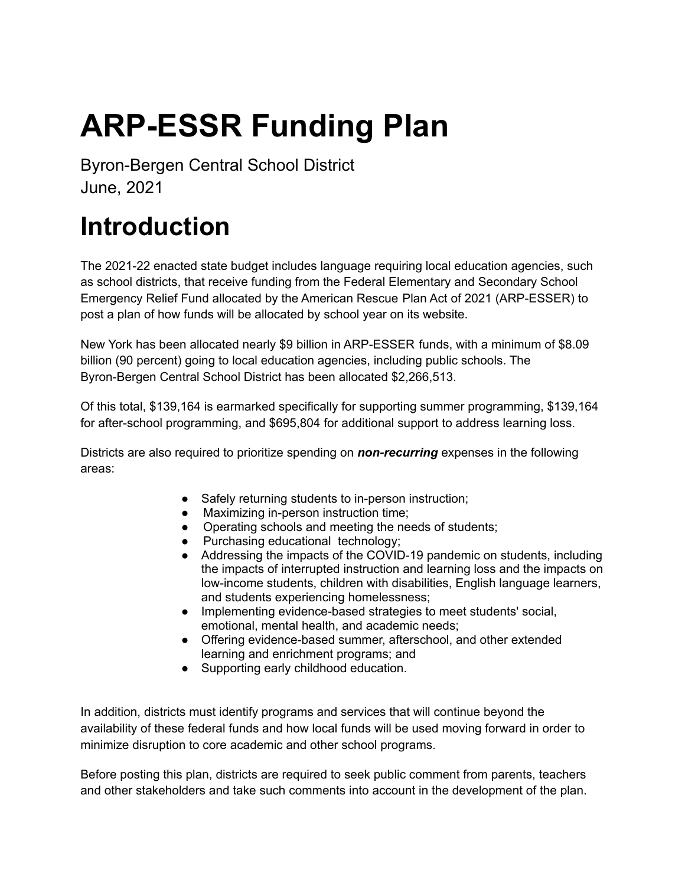# ARP-ESSR Funding Plan

Byron-Bergen Central School District
June, 2021

# Introduction

The 2021-22 enacted state budget includes language requiring local education agencies, such as school districts, that receive funding from the Federal Elementary and Secondary School Emergency Relief Fund allocated by the American Rescue Plan Act of 2021 (ARP-ESSER) to post a plan of how funds will be allocated by school year on its website.

New York has been allocated nearly $9 billion in ARP-ESSER funds, with a minimum of $8.09 billion (90 percent) going to local education agencies, including public schools. The Byron-Bergen Central School District has been allocated $2,266,513.

Of this total, $139,164 is earmarked specifically for supporting summer programming, $139,164 for after-school programming, and $695,804 for additional support to address learning loss.

Districts are also required to prioritize spending on ***non-recurring*** expenses in the following areas:

- Safely returning students to in-person instruction;
- Maximizing in-person instruction time;
- Operating schools and meeting the needs of students;
- Purchasing educational technology;
- Addressing the impacts of the COVID-19 pandemic on students, including the impacts of interrupted instruction and learning loss and the impacts on low-income students, children with disabilities, English language learners, and students experiencing homelessness;
- Implementing evidence-based strategies to meet students' social, emotional, mental health, and academic needs;
- Offering evidence-based summer, afterschool, and other extended learning and enrichment programs; and
- Supporting early childhood education.

In addition, districts must identify programs and services that will continue beyond the availability of these federal funds and how local funds will be used moving forward in order to minimize disruption to core academic and other school programs.

Before posting this plan, districts are required to seek public comment from parents, teachers and other stakeholders and take such comments into account in the development of the plan.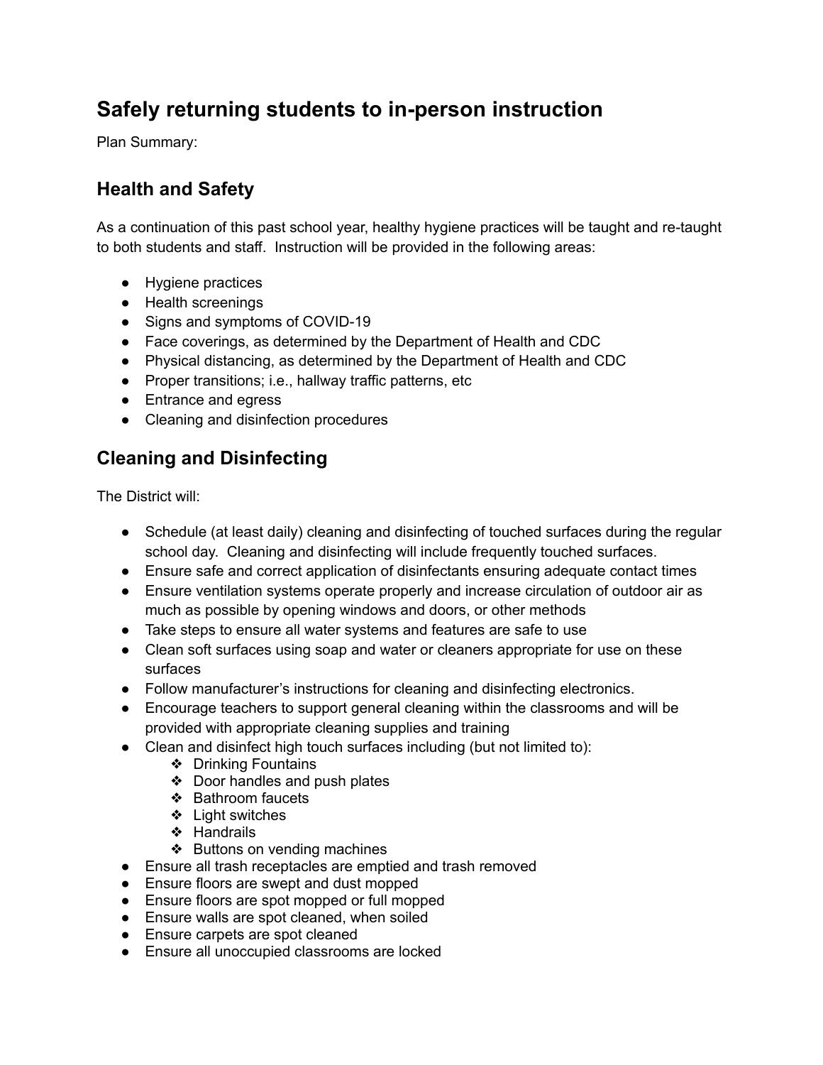# Safely returning students to in-person instruction

Plan Summary:

## Health and Safety

As a continuation of this past school year, healthy hygiene practices will be taught and re-taught to both students and staff. Instruction will be provided in the following areas:

- Hygiene practices
- Health screenings
- Signs and symptoms of COVID-19
- Face coverings, as determined by the Department of Health and CDC
- Physical distancing, as determined by the Department of Health and CDC
- Proper transitions; i.e., hallway traffic patterns, etc
- Entrance and egress
- Cleaning and disinfection procedures

## Cleaning and Disinfecting

The District will:

- Schedule (at least daily) cleaning and disinfecting of touched surfaces during the regular school day. Cleaning and disinfecting will include frequently touched surfaces.
- Ensure safe and correct application of disinfectants ensuring adequate contact times
- Ensure ventilation systems operate properly and increase circulation of outdoor air as much as possible by opening windows and doors, or other methods
- Take steps to ensure all water systems and features are safe to use
- Clean soft surfaces using soap and water or cleaners appropriate for use on these surfaces
- Follow manufacturer's instructions for cleaning and disinfecting electronics.
- Encourage teachers to support general cleaning within the classrooms and will be provided with appropriate cleaning supplies and training
- Clean and disinfect high touch surfaces including (but not limited to):
    - Drinking Fountains
    - Door handles and push plates
    - Bathroom faucets
    - Light switches
    - Handrails
    - Buttons on vending machines
- Ensure all trash receptacles are emptied and trash removed
- Ensure floors are swept and dust mopped
- Ensure floors are spot mopped or full mopped
- Ensure walls are spot cleaned, when soiled
- Ensure carpets are spot cleaned
- Ensure all unoccupied classrooms are locked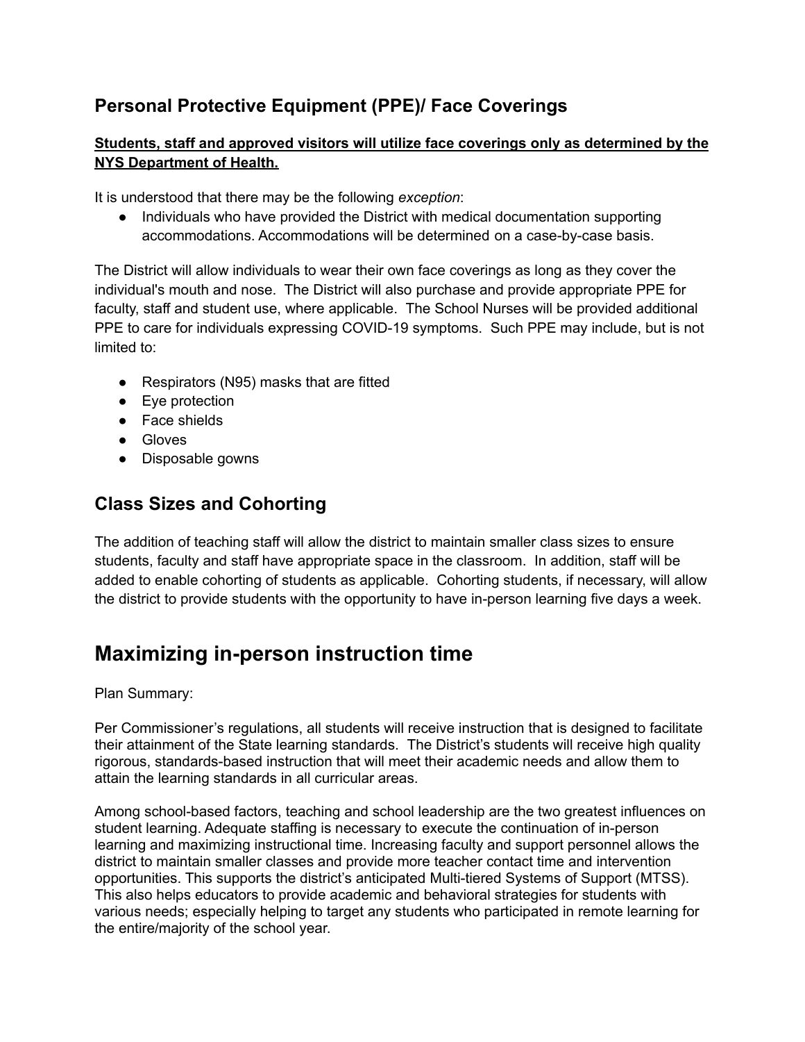## Personal Protective Equipment (PPE)/ Face Coverings

**<u>Students, staff and approved visitors will utilize face coverings only as determined by the NYS Department of Health.</u>**

It is understood that there may be the following *exception*:

- Individuals who have provided the District with medical documentation supporting accommodations. Accommodations will be determined on a case-by-case basis.

The District will allow individuals to wear their own face coverings as long as they cover the individual's mouth and nose. The District will also purchase and provide appropriate PPE for faculty, staff and student use, where applicable. The School Nurses will be provided additional PPE to care for individuals expressing COVID-19 symptoms. Such PPE may include, but is not limited to:

- Respirators (N95) masks that are fitted
- Eye protection
- Face shields
- Gloves
- Disposable gowns

## Class Sizes and Cohorting

The addition of teaching staff will allow the district to maintain smaller class sizes to ensure students, faculty and staff have appropriate space in the classroom. In addition, staff will be added to enable cohorting of students as applicable. Cohorting students, if necessary, will allow the district to provide students with the opportunity to have in-person learning five days a week.

# Maximizing in-person instruction time

Plan Summary:

Per Commissioner's regulations, all students will receive instruction that is designed to facilitate their attainment of the State learning standards. The District's students will receive high quality rigorous, standards-based instruction that will meet their academic needs and allow them to attain the learning standards in all curricular areas.

Among school-based factors, teaching and school leadership are the two greatest influences on student learning. Adequate staffing is necessary to execute the continuation of in-person learning and maximizing instructional time. Increasing faculty and support personnel allows the district to maintain smaller classes and provide more teacher contact time and intervention opportunities. This supports the district's anticipated Multi-tiered Systems of Support (MTSS). This also helps educators to provide academic and behavioral strategies for students with various needs; especially helping to target any students who participated in remote learning for the entire/majority of the school year.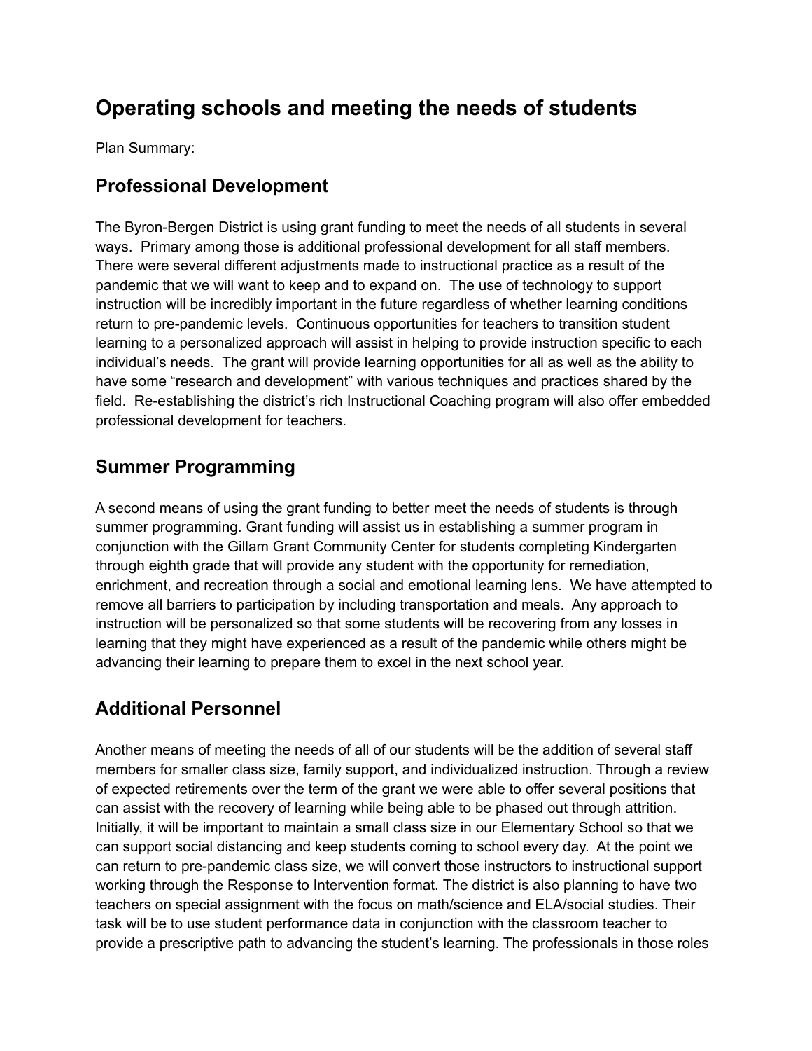# Operating schools and meeting the needs of students

Plan Summary:

## Professional Development

The Byron-Bergen District is using grant funding to meet the needs of all students in several ways. Primary among those is additional professional development for all staff members. There were several different adjustments made to instructional practice as a result of the pandemic that we will want to keep and to expand on. The use of technology to support instruction will be incredibly important in the future regardless of whether learning conditions return to pre-pandemic levels. Continuous opportunities for teachers to transition student learning to a personalized approach will assist in helping to provide instruction specific to each individual's needs. The grant will provide learning opportunities for all as well as the ability to have some "research and development" with various techniques and practices shared by the field. Re-establishing the district's rich Instructional Coaching program will also offer embedded professional development for teachers.

## Summer Programming

A second means of using the grant funding to better meet the needs of students is through summer programming. Grant funding will assist us in establishing a summer program in conjunction with the Gillam Grant Community Center for students completing Kindergarten through eighth grade that will provide any student with the opportunity for remediation, enrichment, and recreation through a social and emotional learning lens. We have attempted to remove all barriers to participation by including transportation and meals. Any approach to instruction will be personalized so that some students will be recovering from any losses in learning that they might have experienced as a result of the pandemic while others might be advancing their learning to prepare them to excel in the next school year.

## Additional Personnel

Another means of meeting the needs of all of our students will be the addition of several staff members for smaller class size, family support, and individualized instruction. Through a review of expected retirements over the term of the grant we were able to offer several positions that can assist with the recovery of learning while being able to be phased out through attrition. Initially, it will be important to maintain a small class size in our Elementary School so that we can support social distancing and keep students coming to school every day. At the point we can return to pre-pandemic class size, we will convert those instructors to instructional support working through the Response to Intervention format. The district is also planning to have two teachers on special assignment with the focus on math/science and ELA/social studies. Their task will be to use student performance data in conjunction with the classroom teacher to provide a prescriptive path to advancing the student's learning. The professionals in those roles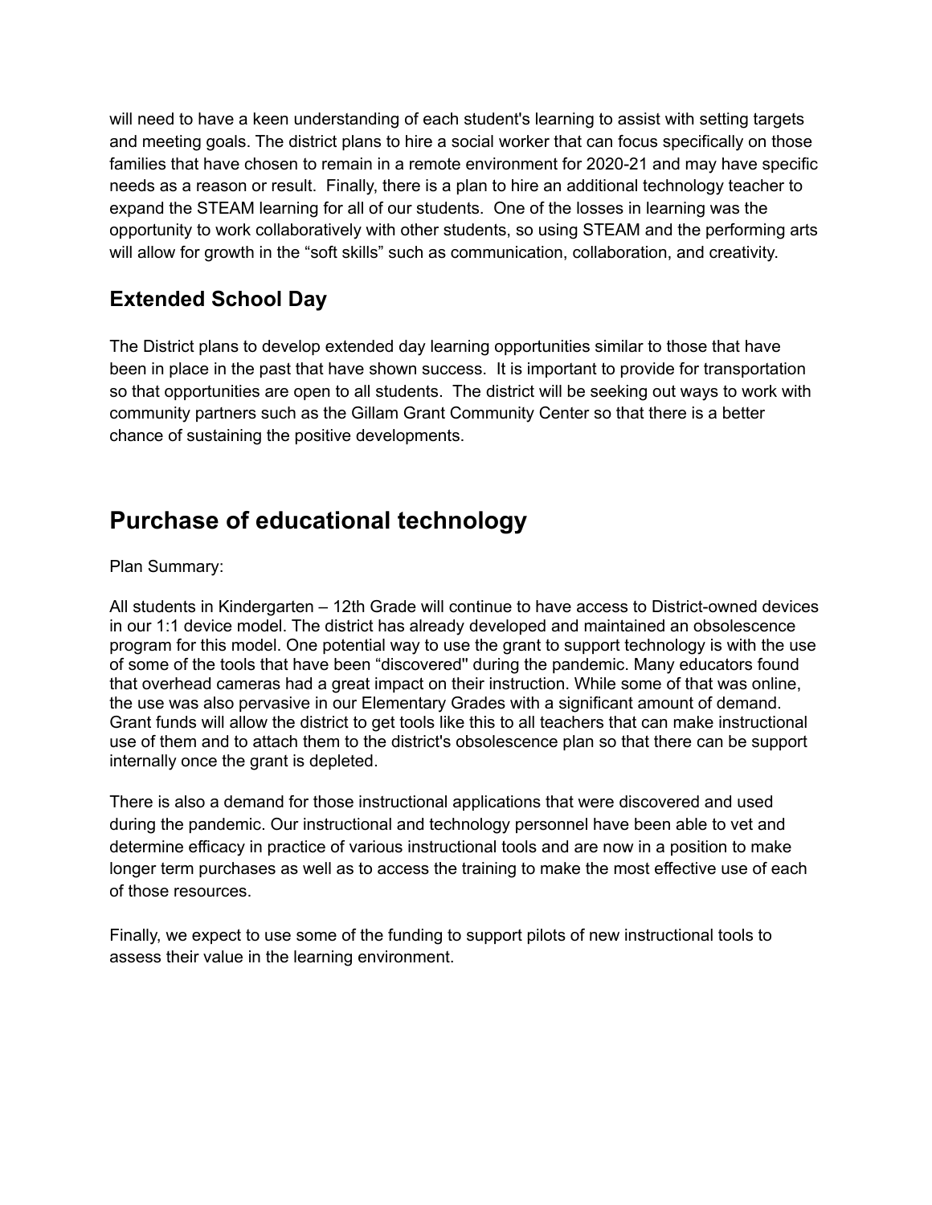will need to have a keen understanding of each student's learning to assist with setting targets and meeting goals. The district plans to hire a social worker that can focus specifically on those families that have chosen to remain in a remote environment for 2020-21 and may have specific needs as a reason or result. Finally, there is a plan to hire an additional technology teacher to expand the STEAM learning for all of our students. One of the losses in learning was the opportunity to work collaboratively with other students, so using STEAM and the performing arts will allow for growth in the "soft skills" such as communication, collaboration, and creativity.

### Extended School Day

The District plans to develop extended day learning opportunities similar to those that have been in place in the past that have shown success. It is important to provide for transportation so that opportunities are open to all students. The district will be seeking out ways to work with community partners such as the Gillam Grant Community Center so that there is a better chance of sustaining the positive developments.

## Purchase of educational technology

Plan Summary:

All students in Kindergarten – 12th Grade will continue to have access to District-owned devices in our 1:1 device model. The district has already developed and maintained an obsolescence program for this model. One potential way to use the grant to support technology is with the use of some of the tools that have been "discovered" during the pandemic. Many educators found that overhead cameras had a great impact on their instruction. While some of that was online, the use was also pervasive in our Elementary Grades with a significant amount of demand. Grant funds will allow the district to get tools like this to all teachers that can make instructional use of them and to attach them to the district's obsolescence plan so that there can be support internally once the grant is depleted.

There is also a demand for those instructional applications that were discovered and used during the pandemic. Our instructional and technology personnel have been able to vet and determine efficacy in practice of various instructional tools and are now in a position to make longer term purchases as well as to access the training to make the most effective use of each of those resources.

Finally, we expect to use some of the funding to support pilots of new instructional tools to assess their value in the learning environment.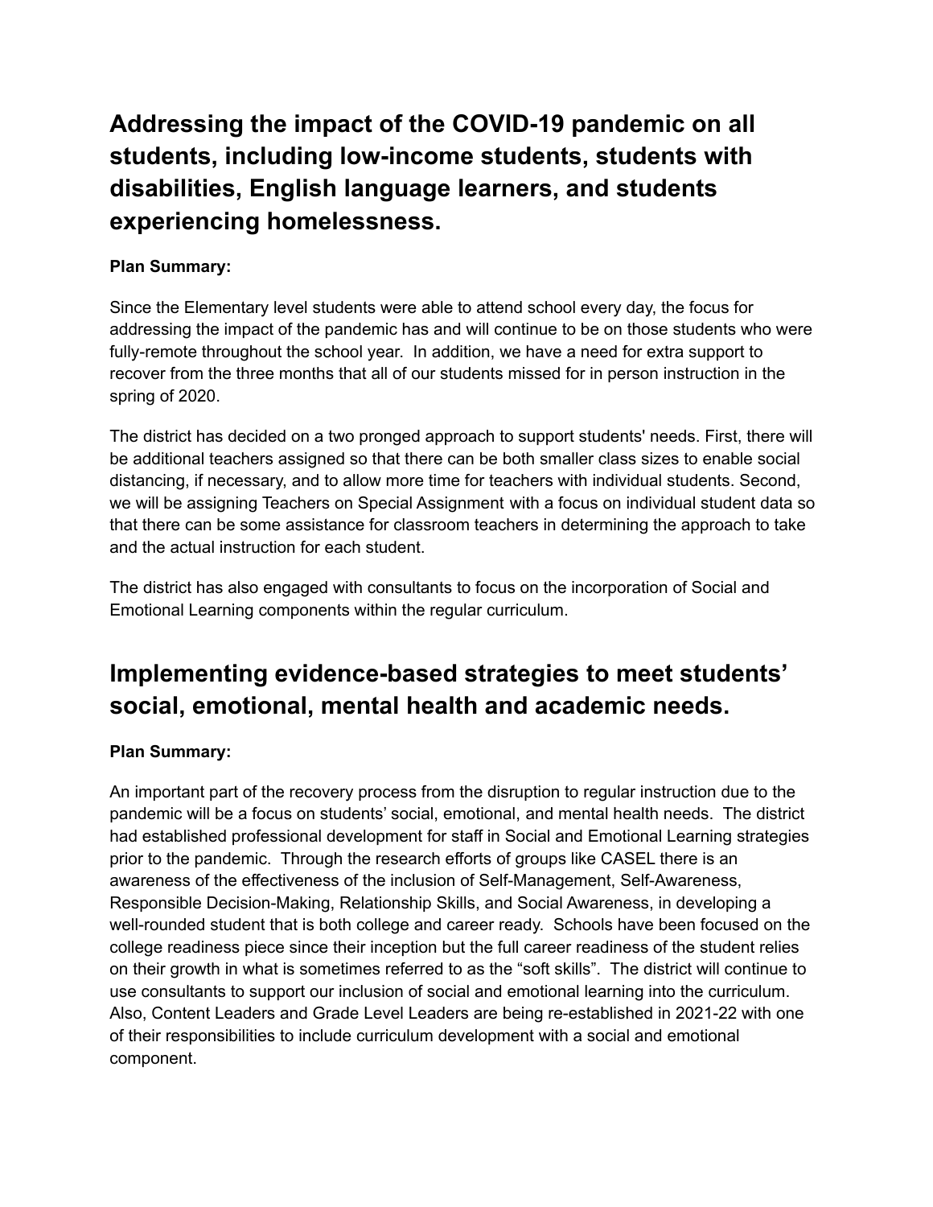## Addressing the impact of the COVID-19 pandemic on all students, including low-income students, students with disabilities, English language learners, and students experiencing homelessness.

**Plan Summary:**

Since the Elementary level students were able to attend school every day, the focus for addressing the impact of the pandemic has and will continue to be on those students who were fully-remote throughout the school year. In addition, we have a need for extra support to recover from the three months that all of our students missed for in person instruction in the spring of 2020.

The district has decided on a two pronged approach to support students' needs. First, there will be additional teachers assigned so that there can be both smaller class sizes to enable social distancing, if necessary, and to allow more time for teachers with individual students. Second, we will be assigning Teachers on Special Assignment with a focus on individual student data so that there can be some assistance for classroom teachers in determining the approach to take and the actual instruction for each student.

The district has also engaged with consultants to focus on the incorporation of Social and Emotional Learning components within the regular curriculum.

## Implementing evidence-based strategies to meet students' social, emotional, mental health and academic needs.

**Plan Summary:**

An important part of the recovery process from the disruption to regular instruction due to the pandemic will be a focus on students' social, emotional, and mental health needs. The district had established professional development for staff in Social and Emotional Learning strategies prior to the pandemic. Through the research efforts of groups like CASEL there is an awareness of the effectiveness of the inclusion of Self-Management, Self-Awareness, Responsible Decision-Making, Relationship Skills, and Social Awareness, in developing a well-rounded student that is both college and career ready. Schools have been focused on the college readiness piece since their inception but the full career readiness of the student relies on their growth in what is sometimes referred to as the "soft skills". The district will continue to use consultants to support our inclusion of social and emotional learning into the curriculum. Also, Content Leaders and Grade Level Leaders are being re-established in 2021-22 with one of their responsibilities to include curriculum development with a social and emotional component.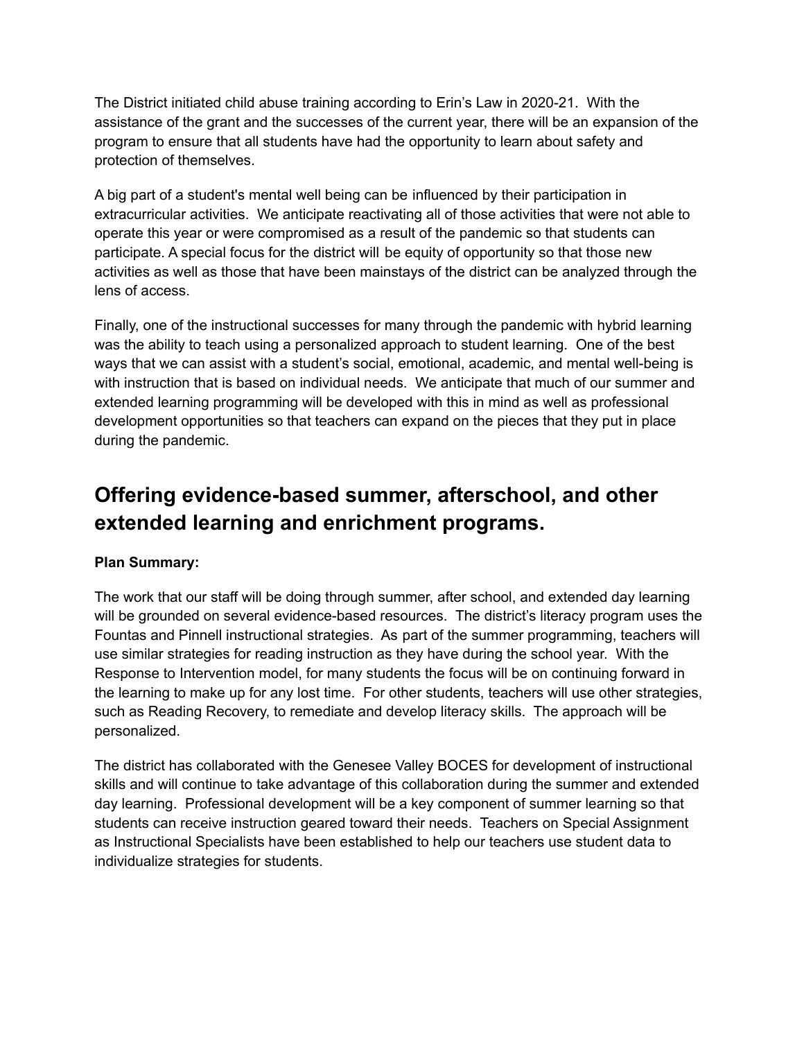The District initiated child abuse training according to Erin's Law in 2020-21. With the assistance of the grant and the successes of the current year, there will be an expansion of the program to ensure that all students have had the opportunity to learn about safety and protection of themselves.

A big part of a student's mental well being can be influenced by their participation in extracurricular activities. We anticipate reactivating all of those activities that were not able to operate this year or were compromised as a result of the pandemic so that students can participate. A special focus for the district will be equity of opportunity so that those new activities as well as those that have been mainstays of the district can be analyzed through the lens of access.

Finally, one of the instructional successes for many through the pandemic with hybrid learning was the ability to teach using a personalized approach to student learning. One of the best ways that we can assist with a student's social, emotional, academic, and mental well-being is with instruction that is based on individual needs. We anticipate that much of our summer and extended learning programming will be developed with this in mind as well as professional development opportunities so that teachers can expand on the pieces that they put in place during the pandemic.

## Offering evidence-based summer, afterschool, and other extended learning and enrichment programs.

**Plan Summary:**

The work that our staff will be doing through summer, after school, and extended day learning will be grounded on several evidence-based resources. The district's literacy program uses the Fountas and Pinnell instructional strategies. As part of the summer programming, teachers will use similar strategies for reading instruction as they have during the school year. With the Response to Intervention model, for many students the focus will be on continuing forward in the learning to make up for any lost time. For other students, teachers will use other strategies, such as Reading Recovery, to remediate and develop literacy skills. The approach will be personalized.

The district has collaborated with the Genesee Valley BOCES for development of instructional skills and will continue to take advantage of this collaboration during the summer and extended day learning. Professional development will be a key component of summer learning so that students can receive instruction geared toward their needs. Teachers on Special Assignment as Instructional Specialists have been established to help our teachers use student data to individualize strategies for students.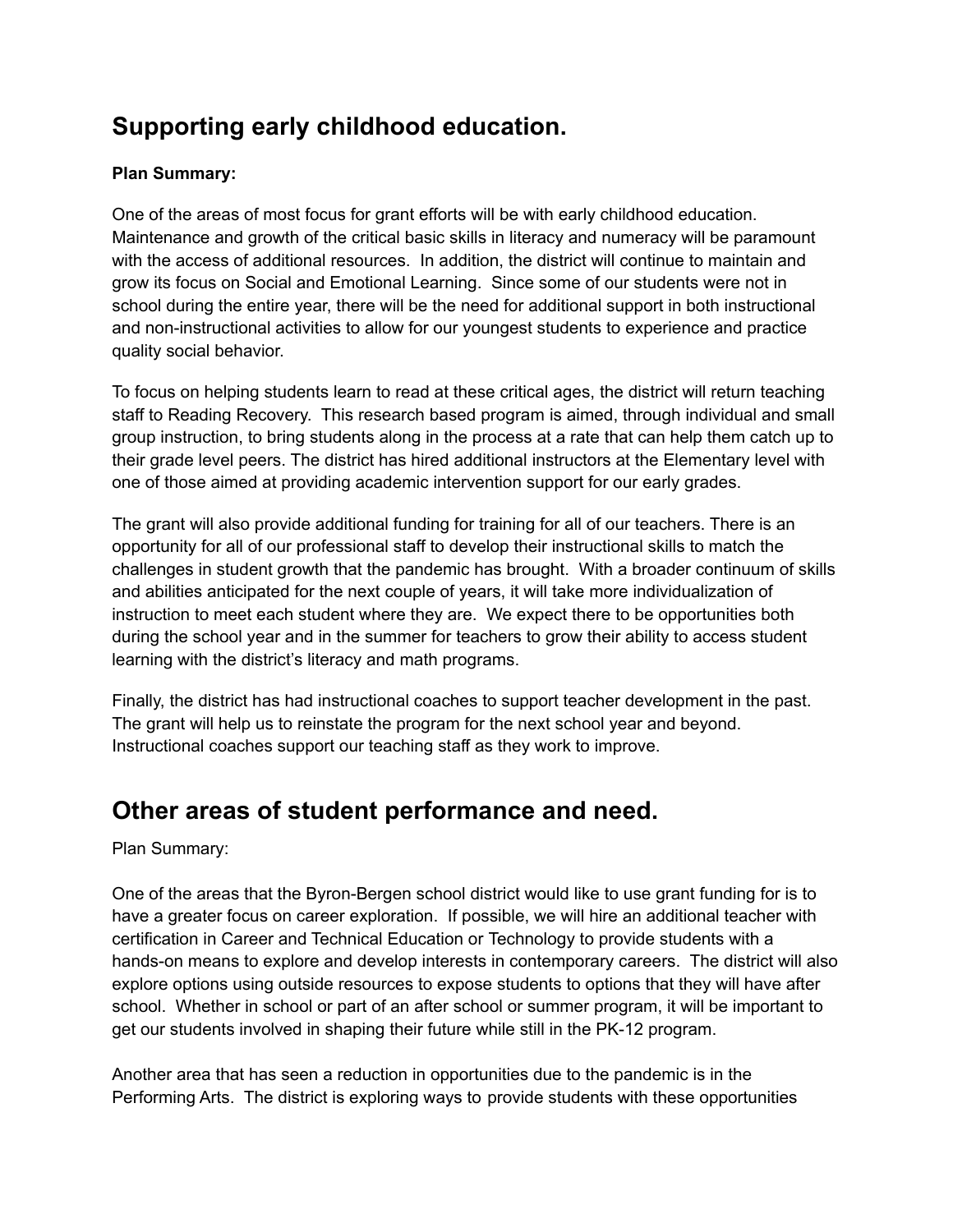## Supporting early childhood education.

**Plan Summary:**

One of the areas of most focus for grant efforts will be with early childhood education. Maintenance and growth of the critical basic skills in literacy and numeracy will be paramount with the access of additional resources. In addition, the district will continue to maintain and grow its focus on Social and Emotional Learning. Since some of our students were not in school during the entire year, there will be the need for additional support in both instructional and non-instructional activities to allow for our youngest students to experience and practice quality social behavior.

To focus on helping students learn to read at these critical ages, the district will return teaching staff to Reading Recovery. This research based program is aimed, through individual and small group instruction, to bring students along in the process at a rate that can help them catch up to their grade level peers. The district has hired additional instructors at the Elementary level with one of those aimed at providing academic intervention support for our early grades.

The grant will also provide additional funding for training for all of our teachers. There is an opportunity for all of our professional staff to develop their instructional skills to match the challenges in student growth that the pandemic has brought. With a broader continuum of skills and abilities anticipated for the next couple of years, it will take more individualization of instruction to meet each student where they are. We expect there to be opportunities both during the school year and in the summer for teachers to grow their ability to access student learning with the district's literacy and math programs.

Finally, the district has had instructional coaches to support teacher development in the past. The grant will help us to reinstate the program for the next school year and beyond. Instructional coaches support our teaching staff as they work to improve.

## Other areas of student performance and need.

Plan Summary:

One of the areas that the Byron-Bergen school district would like to use grant funding for is to have a greater focus on career exploration. If possible, we will hire an additional teacher with certification in Career and Technical Education or Technology to provide students with a hands-on means to explore and develop interests in contemporary careers. The district will also explore options using outside resources to expose students to options that they will have after school. Whether in school or part of an after school or summer program, it will be important to get our students involved in shaping their future while still in the PK-12 program.

Another area that has seen a reduction in opportunities due to the pandemic is in the Performing Arts. The district is exploring ways to provide students with these opportunities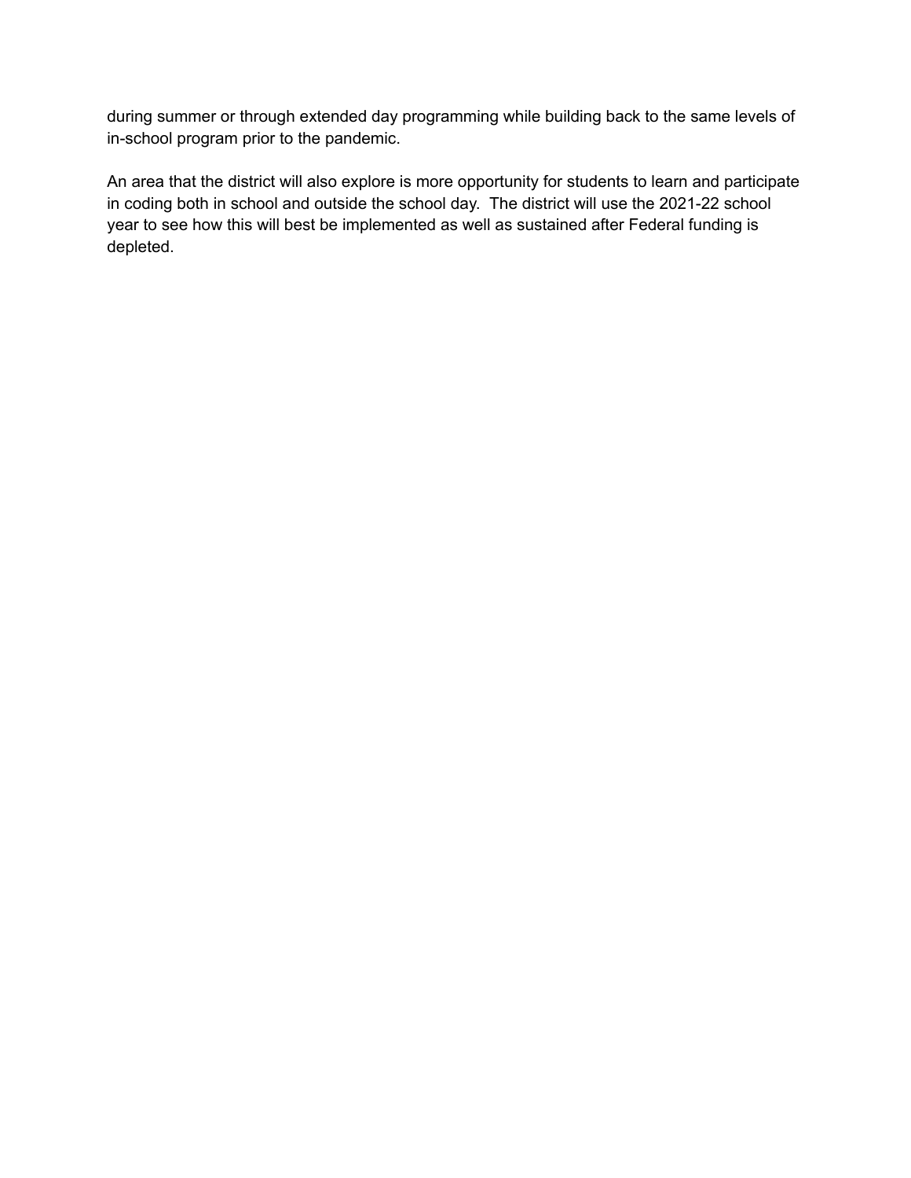during summer or through extended day programming while building back to the same levels of in-school program prior to the pandemic.

An area that the district will also explore is more opportunity for students to learn and participate in coding both in school and outside the school day.  The district will use the 2021-22 school year to see how this will best be implemented as well as sustained after Federal funding is depleted.